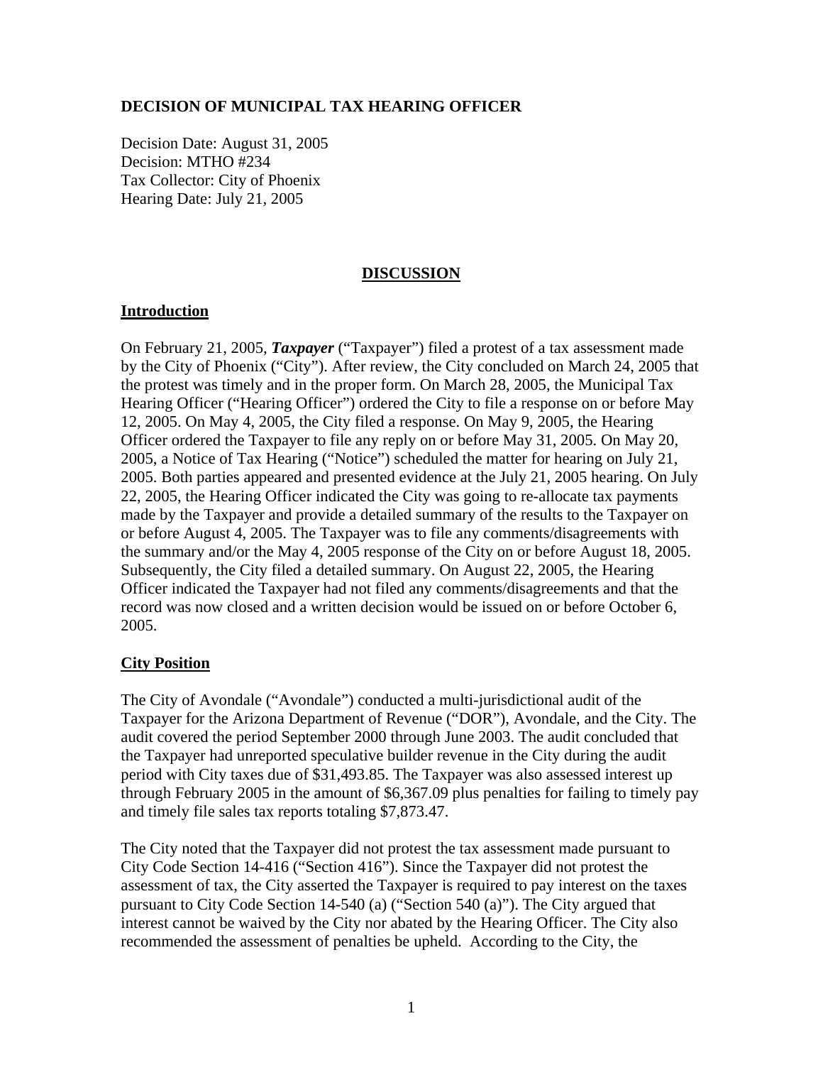**DECISION OF MUNICIPAL TAX HEARING OFFICER**

Decision Date: August 31, 2005
Decision: MTHO #234
Tax Collector: City of Phoenix
Hearing Date: July 21, 2005

## DISCUSSION

### Introduction

On February 21, 2005, ***Taxpayer*** ("Taxpayer") filed a protest of a tax assessment made by the City of Phoenix ("City"). After review, the City concluded on March 24, 2005 that the protest was timely and in the proper form. On March 28, 2005, the Municipal Tax Hearing Officer ("Hearing Officer") ordered the City to file a response on or before May 12, 2005. On May 4, 2005, the City filed a response. On May 9, 2005, the Hearing Officer ordered the Taxpayer to file any reply on or before May 31, 2005. On May 20, 2005, a Notice of Tax Hearing ("Notice") scheduled the matter for hearing on July 21, 2005. Both parties appeared and presented evidence at the July 21, 2005 hearing. On July 22, 2005, the Hearing Officer indicated the City was going to re-allocate tax payments made by the Taxpayer and provide a detailed summary of the results to the Taxpayer on or before August 4, 2005. The Taxpayer was to file any comments/disagreements with the summary and/or the May 4, 2005 response of the City on or before August 18, 2005. Subsequently, the City filed a detailed summary. On August 22, 2005, the Hearing Officer indicated the Taxpayer had not filed any comments/disagreements and that the record was now closed and a written decision would be issued on or before October 6, 2005.

### City Position

The City of Avondale ("Avondale") conducted a multi-jurisdictional audit of the Taxpayer for the Arizona Department of Revenue ("DOR"), Avondale, and the City. The audit covered the period September 2000 through June 2003. The audit concluded that the Taxpayer had unreported speculative builder revenue in the City during the audit period with City taxes due of $31,493.85. The Taxpayer was also assessed interest up through February 2005 in the amount of $6,367.09 plus penalties for failing to timely pay and timely file sales tax reports totaling $7,873.47.

The City noted that the Taxpayer did not protest the tax assessment made pursuant to City Code Section 14-416 ("Section 416"). Since the Taxpayer did not protest the assessment of tax, the City asserted the Taxpayer is required to pay interest on the taxes pursuant to City Code Section 14-540 (a) ("Section 540 (a)"). The City argued that interest cannot be waived by the City nor abated by the Hearing Officer. The City also recommended the assessment of penalties be upheld. According to the City, the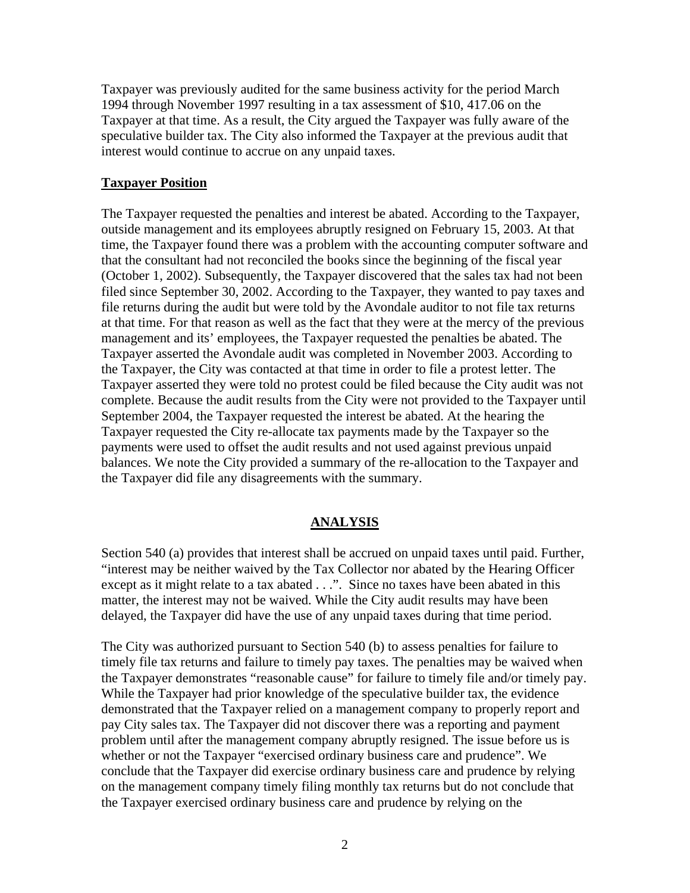Taxpayer was previously audited for the same business activity for the period March 1994 through November 1997 resulting in a tax assessment of $10, 417.06 on the Taxpayer at that time. As a result, the City argued the Taxpayer was fully aware of the speculative builder tax. The City also informed the Taxpayer at the previous audit that interest would continue to accrue on any unpaid taxes.

**Taxpayer Position**

The Taxpayer requested the penalties and interest be abated. According to the Taxpayer, outside management and its employees abruptly resigned on February 15, 2003. At that time, the Taxpayer found there was a problem with the accounting computer software and that the consultant had not reconciled the books since the beginning of the fiscal year (October 1, 2002). Subsequently, the Taxpayer discovered that the sales tax had not been filed since September 30, 2002. According to the Taxpayer, they wanted to pay taxes and file returns during the audit but were told by the Avondale auditor to not file tax returns at that time. For that reason as well as the fact that they were at the mercy of the previous management and its' employees, the Taxpayer requested the penalties be abated. The Taxpayer asserted the Avondale audit was completed in November 2003. According to the Taxpayer, the City was contacted at that time in order to file a protest letter. The Taxpayer asserted they were told no protest could be filed because the City audit was not complete. Because the audit results from the City were not provided to the Taxpayer until September 2004, the Taxpayer requested the interest be abated. At the hearing the Taxpayer requested the City re-allocate tax payments made by the Taxpayer so the payments were used to offset the audit results and not used against previous unpaid balances. We note the City provided a summary of the re-allocation to the Taxpayer and the Taxpayer did file any disagreements with the summary.

## ANALYSIS

Section 540 (a) provides that interest shall be accrued on unpaid taxes until paid. Further, "interest may be neither waived by the Tax Collector nor abated by the Hearing Officer except as it might relate to a tax abated . . .". Since no taxes have been abated in this matter, the interest may not be waived. While the City audit results may have been delayed, the Taxpayer did have the use of any unpaid taxes during that time period.

The City was authorized pursuant to Section 540 (b) to assess penalties for failure to timely file tax returns and failure to timely pay taxes. The penalties may be waived when the Taxpayer demonstrates "reasonable cause" for failure to timely file and/or timely pay. While the Taxpayer had prior knowledge of the speculative builder tax, the evidence demonstrated that the Taxpayer relied on a management company to properly report and pay City sales tax. The Taxpayer did not discover there was a reporting and payment problem until after the management company abruptly resigned. The issue before us is whether or not the Taxpayer "exercised ordinary business care and prudence". We conclude that the Taxpayer did exercise ordinary business care and prudence by relying on the management company timely filing monthly tax returns but do not conclude that the Taxpayer exercised ordinary business care and prudence by relying on the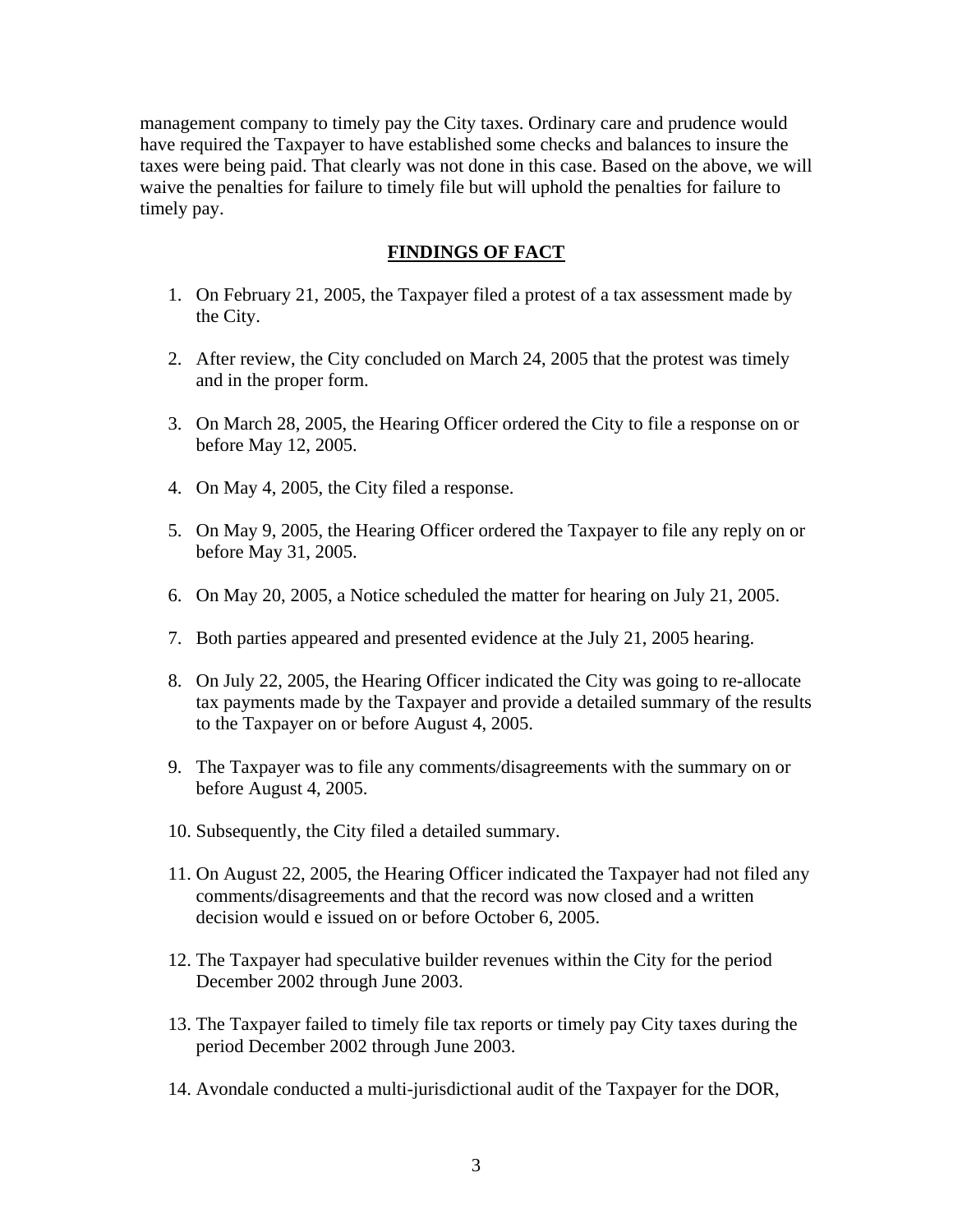management company to timely pay the City taxes. Ordinary care and prudence would have required the Taxpayer to have established some checks and balances to insure the taxes were being paid. That clearly was not done in this case. Based on the above, we will waive the penalties for failure to timely file but will uphold the penalties for failure to timely pay.

## FINDINGS OF FACT

1. On February 21, 2005, the Taxpayer filed a protest of a tax assessment made by the City.

2. After review, the City concluded on March 24, 2005 that the protest was timely and in the proper form.

3. On March 28, 2005, the Hearing Officer ordered the City to file a response on or before May 12, 2005.

4. On May 4, 2005, the City filed a response.

5. On May 9, 2005, the Hearing Officer ordered the Taxpayer to file any reply on or before May 31, 2005.

6. On May 20, 2005, a Notice scheduled the matter for hearing on July 21, 2005.

7. Both parties appeared and presented evidence at the July 21, 2005 hearing.

8. On July 22, 2005, the Hearing Officer indicated the City was going to re-allocate tax payments made by the Taxpayer and provide a detailed summary of the results to the Taxpayer on or before August 4, 2005.

9. The Taxpayer was to file any comments/disagreements with the summary on or before August 4, 2005.

10. Subsequently, the City filed a detailed summary.

11. On August 22, 2005, the Hearing Officer indicated the Taxpayer had not filed any comments/disagreements and that the record was now closed and a written decision would e issued on or before October 6, 2005.

12. The Taxpayer had speculative builder revenues within the City for the period December 2002 through June 2003.

13. The Taxpayer failed to timely file tax reports or timely pay City taxes during the period December 2002 through June 2003.

14. Avondale conducted a multi-jurisdictional audit of the Taxpayer for the DOR,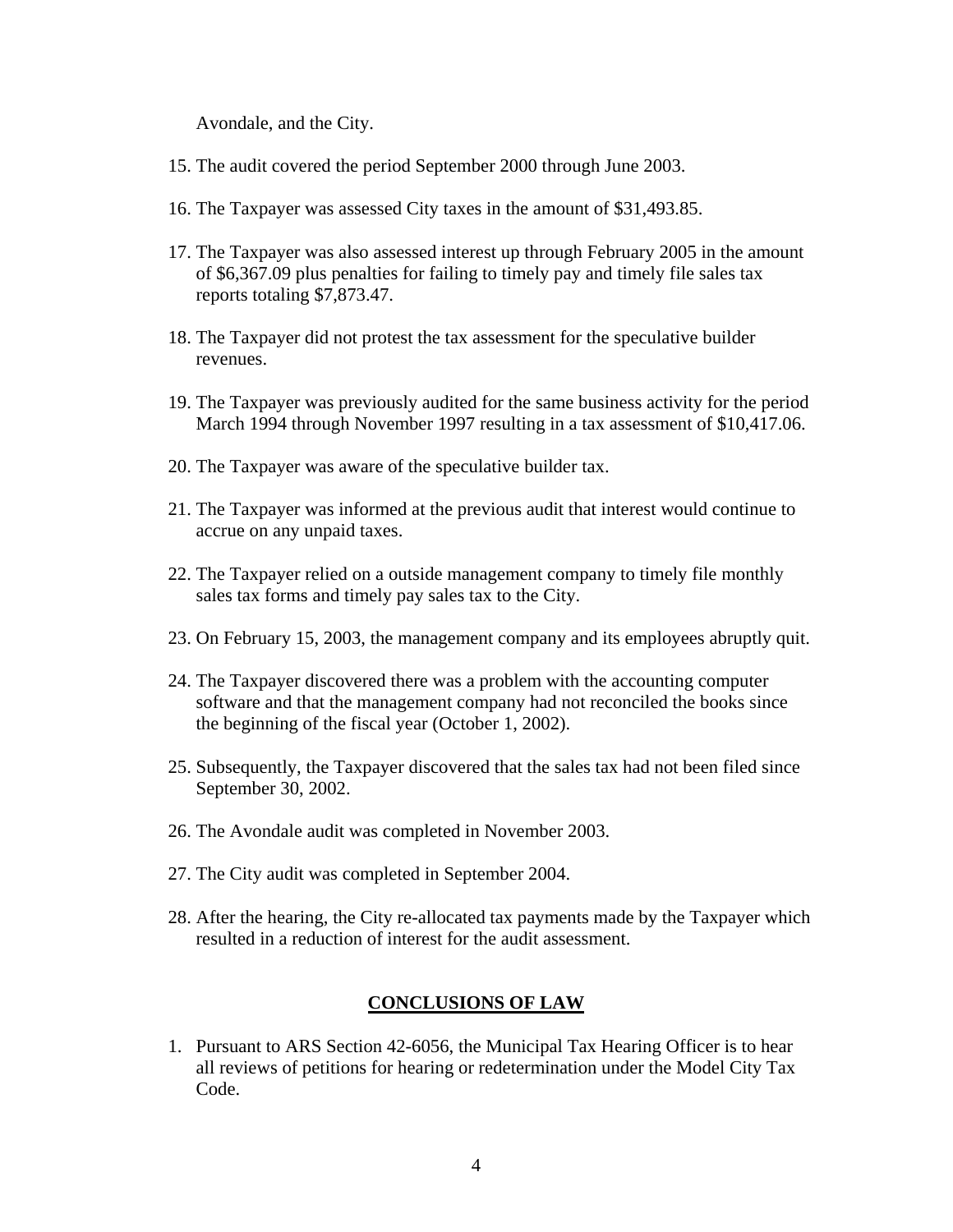Avondale, and the City.

15. The audit covered the period September 2000 through June 2003.

16. The Taxpayer was assessed City taxes in the amount of $31,493.85.

17. The Taxpayer was also assessed interest up through February 2005 in the amount of $6,367.09 plus penalties for failing to timely pay and timely file sales tax reports totaling $7,873.47.

18. The Taxpayer did not protest the tax assessment for the speculative builder revenues.

19. The Taxpayer was previously audited for the same business activity for the period March 1994 through November 1997 resulting in a tax assessment of $10,417.06.

20. The Taxpayer was aware of the speculative builder tax.

21. The Taxpayer was informed at the previous audit that interest would continue to accrue on any unpaid taxes.

22. The Taxpayer relied on a outside management company to timely file monthly sales tax forms and timely pay sales tax to the City.

23. On February 15, 2003, the management company and its employees abruptly quit.

24. The Taxpayer discovered there was a problem with the accounting computer software and that the management company had not reconciled the books since the beginning of the fiscal year (October 1, 2002).

25. Subsequently, the Taxpayer discovered that the sales tax had not been filed since September 30, 2002.

26. The Avondale audit was completed in November 2003.

27. The City audit was completed in September 2004.

28. After the hearing, the City re-allocated tax payments made by the Taxpayer which resulted in a reduction of interest for the audit assessment.

## CONCLUSIONS OF LAW

1. Pursuant to ARS Section 42-6056, the Municipal Tax Hearing Officer is to hear all reviews of petitions for hearing or redetermination under the Model City Tax Code.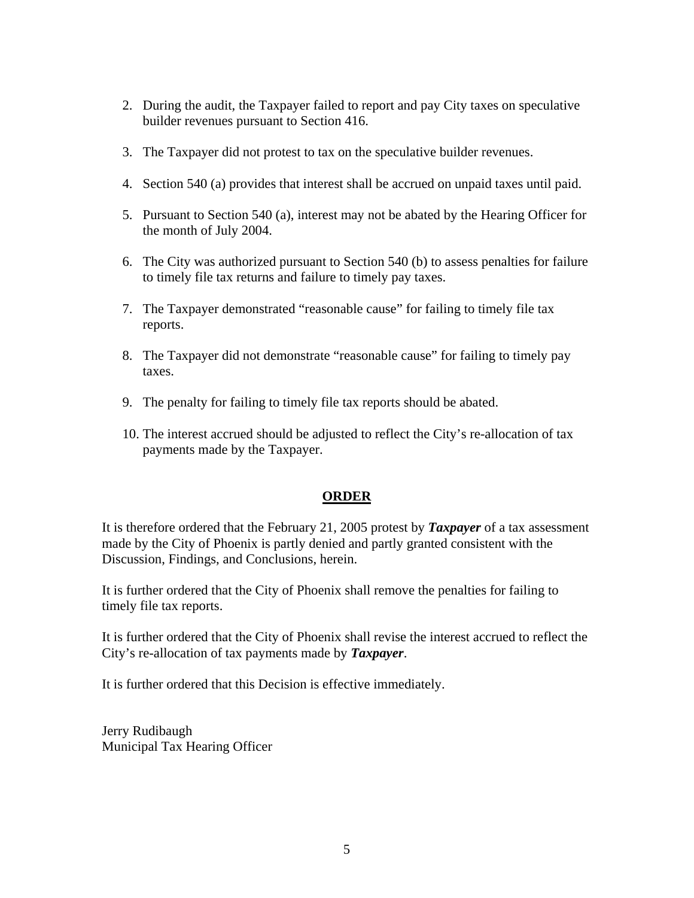2. During the audit, the Taxpayer failed to report and pay City taxes on speculative builder revenues pursuant to Section 416.

3. The Taxpayer did not protest to tax on the speculative builder revenues.

4. Section 540 (a) provides that interest shall be accrued on unpaid taxes until paid.

5. Pursuant to Section 540 (a), interest may not be abated by the Hearing Officer for the month of July 2004.

6. The City was authorized pursuant to Section 540 (b) to assess penalties for failure to timely file tax returns and failure to timely pay taxes.

7. The Taxpayer demonstrated "reasonable cause" for failing to timely file tax reports.

8. The Taxpayer did not demonstrate "reasonable cause" for failing to timely pay taxes.

9. The penalty for failing to timely file tax reports should be abated.

10. The interest accrued should be adjusted to reflect the City's re-allocation of tax payments made by the Taxpayer.

## **ORDER**

It is therefore ordered that the February 21, 2005 protest by ***Taxpayer*** of a tax assessment made by the City of Phoenix is partly denied and partly granted consistent with the Discussion, Findings, and Conclusions, herein.

It is further ordered that the City of Phoenix shall remove the penalties for failing to timely file tax reports.

It is further ordered that the City of Phoenix shall revise the interest accrued to reflect the City's re-allocation of tax payments made by ***Taxpayer***.

It is further ordered that this Decision is effective immediately.

Jerry Rudibaugh
Municipal Tax Hearing Officer